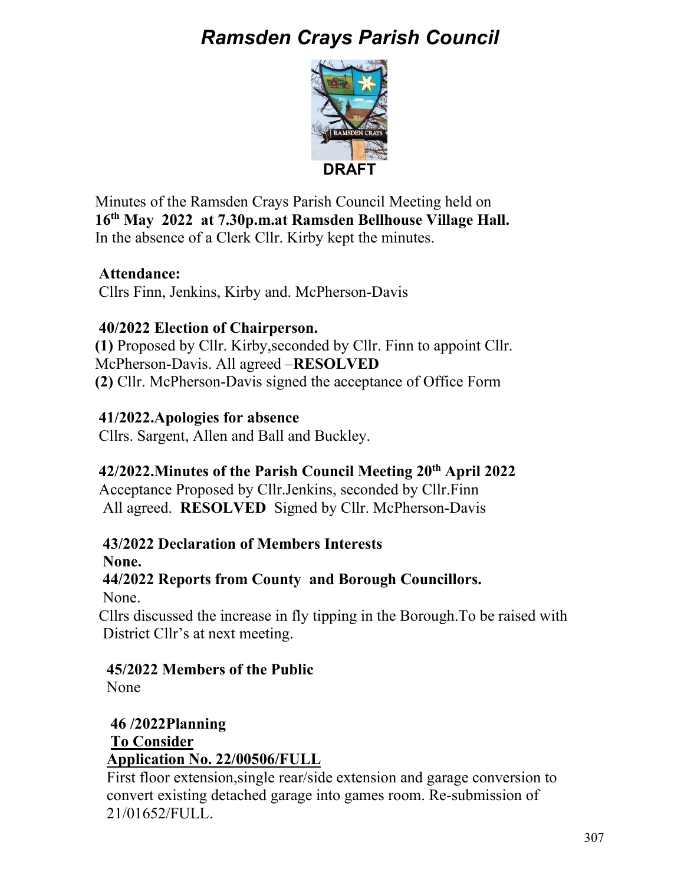# *Ramsden Crays Parish Council*

**DRAFT**

Minutes of the Ramsden Crays Parish Council Meeting held on **16th May 2022 at 7.30p.m.at Ramsden Bellhouse Village Hall.**
In the absence of a Clerk Cllr. Kirby kept the minutes.

**Attendance:**
Cllrs Finn, Jenkins, Kirby and. McPherson-Davis

**40/2022 Election of Chairperson.**
**(1)** Proposed by Cllr. Kirby,seconded by Cllr. Finn to appoint Cllr. McPherson-Davis. All agreed –**RESOLVED**
**(2)** Cllr. McPherson-Davis signed the acceptance of Office Form

**41/2022.Apologies for absence**
Cllrs. Sargent, Allen and Ball and Buckley.

**42/2022.Minutes of the Parish Council Meeting 20th April 2022**
Acceptance Proposed by Cllr.Jenkins, seconded by Cllr.Finn
All agreed. **RESOLVED** Signed by Cllr. McPherson-Davis

**43/2022 Declaration of Members Interests**
**None.**
**44/2022 Reports from County and Borough Councillors.**
None.
Cllrs discussed the increase in fly tipping in the Borough.To be raised with District Cllr's at next meeting.

**45/2022 Members of the Public**
None

**46 /2022Planning**
**To Consider**
**Application No. 22/00506/FULL**
First floor extension,single rear/side extension and garage conversion to convert existing detached garage into games room. Re-submission of 21/01652/FULL.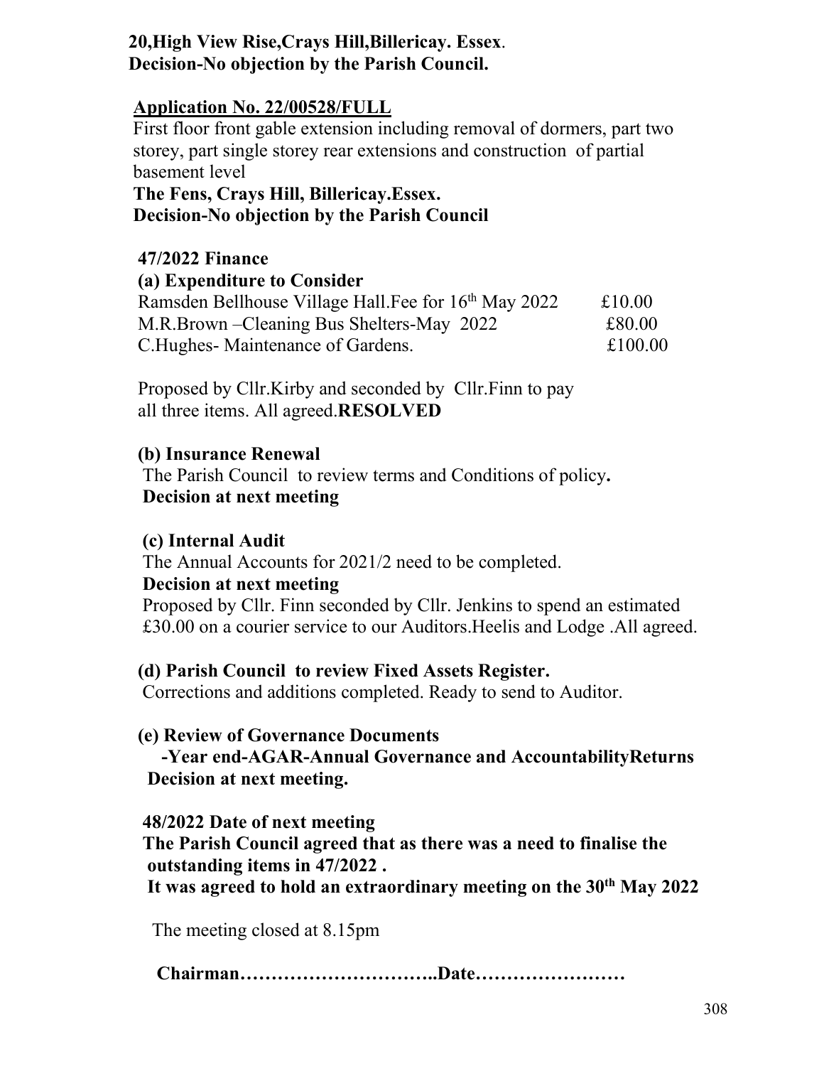**20,High View Rise,Crays Hill,Billericay. Essex**.
**Decision-No objection by the Parish Council.**

**Application No. 22/00528/FULL**

First floor front gable extension including removal of dormers, part two storey, part single storey rear extensions and construction of partial basement level

**The Fens, Crays Hill, Billericay.Essex.**
**Decision-No objection by the Parish Council**

**47/2022 Finance**

**(a) Expenditure to Consider**

| | |
|---|---|
| Ramsden Bellhouse Village Hall.Fee for 16th May 2022 | £10.00 |
| M.R.Brown –Cleaning Bus Shelters-May 2022 | £80.00 |
| C.Hughes- Maintenance of Gardens. | £100.00 |

Proposed by Cllr.Kirby and seconded by Cllr.Finn to pay all three items. All agreed.**RESOLVED**

**(b) Insurance Renewal**

The Parish Council to review terms and Conditions of policy**.**
**Decision at next meeting**

**(c) Internal Audit**

The Annual Accounts for 2021/2 need to be completed.
**Decision at next meeting**
Proposed by Cllr. Finn seconded by Cllr. Jenkins to spend an estimated £30.00 on a courier service to our Auditors.Heelis and Lodge .All agreed.

**(d) Parish Council to review Fixed Assets Register.**

Corrections and additions completed. Ready to send to Auditor.

**(e) Review of Governance Documents**

**-Year end-AGAR-Annual Governance and AccountabilityReturns**
**Decision at next meeting.**

**48/2022 Date of next meeting**

**The Parish Council agreed that as there was a need to finalise the outstanding items in 47/2022 .**
**It was agreed to hold an extraordinary meeting on the 30th May 2022**

The meeting closed at 8.15pm

**Chairman…………………………..Date……………………**